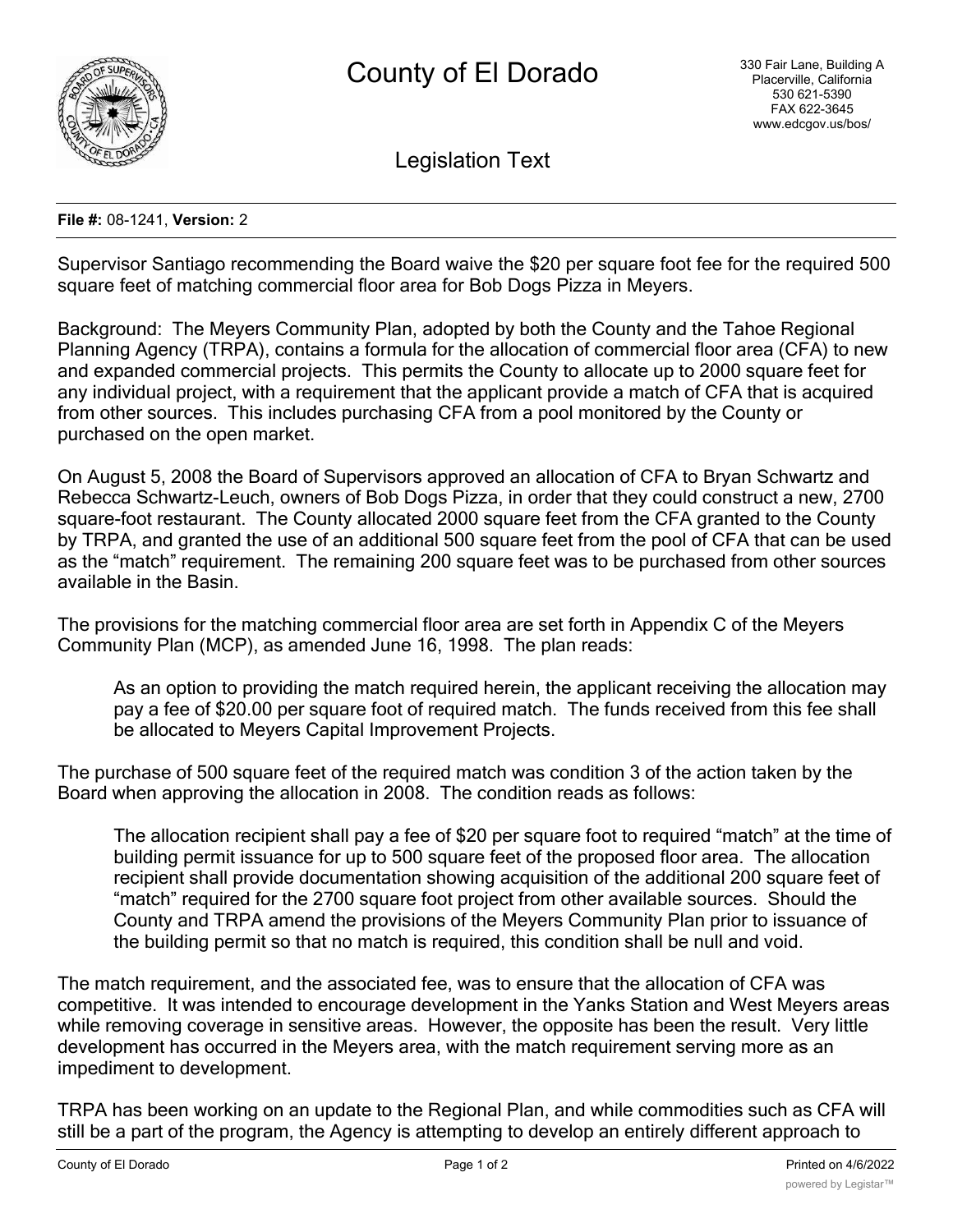# County of El Dorado

330 Fair Lane, Building A
Placerville, California
530 621-5390
FAX 622-3645
www.edcgov.us/bos/

## Legislation Text

**File #:** 08-1241, **Version:** 2

Supervisor Santiago recommending the Board waive the $20 per square foot fee for the required 500 square feet of matching commercial floor area for Bob Dogs Pizza in Meyers.

Background: The Meyers Community Plan, adopted by both the County and the Tahoe Regional Planning Agency (TRPA), contains a formula for the allocation of commercial floor area (CFA) to new and expanded commercial projects. This permits the County to allocate up to 2000 square feet for any individual project, with a requirement that the applicant provide a match of CFA that is acquired from other sources. This includes purchasing CFA from a pool monitored by the County or purchased on the open market.

On August 5, 2008 the Board of Supervisors approved an allocation of CFA to Bryan Schwartz and Rebecca Schwartz-Leuch, owners of Bob Dogs Pizza, in order that they could construct a new, 2700 square-foot restaurant. The County allocated 2000 square feet from the CFA granted to the County by TRPA, and granted the use of an additional 500 square feet from the pool of CFA that can be used as the "match" requirement. The remaining 200 square feet was to be purchased from other sources available in the Basin.

The provisions for the matching commercial floor area are set forth in Appendix C of the Meyers Community Plan (MCP), as amended June 16, 1998. The plan reads:

> As an option to providing the match required herein, the applicant receiving the allocation may pay a fee of $20.00 per square foot of required match. The funds received from this fee shall be allocated to Meyers Capital Improvement Projects.

The purchase of 500 square feet of the required match was condition 3 of the action taken by the Board when approving the allocation in 2008. The condition reads as follows:

> The allocation recipient shall pay a fee of $20 per square foot to required "match" at the time of building permit issuance for up to 500 square feet of the proposed floor area. The allocation recipient shall provide documentation showing acquisition of the additional 200 square feet of "match" required for the 2700 square foot project from other available sources. Should the County and TRPA amend the provisions of the Meyers Community Plan prior to issuance of the building permit so that no match is required, this condition shall be null and void.

The match requirement, and the associated fee, was to ensure that the allocation of CFA was competitive. It was intended to encourage development in the Yanks Station and West Meyers areas while removing coverage in sensitive areas. However, the opposite has been the result. Very little development has occurred in the Meyers area, with the match requirement serving more as an impediment to development.

TRPA has been working on an update to the Regional Plan, and while commodities such as CFA will still be a part of the program, the Agency is attempting to develop an entirely different approach to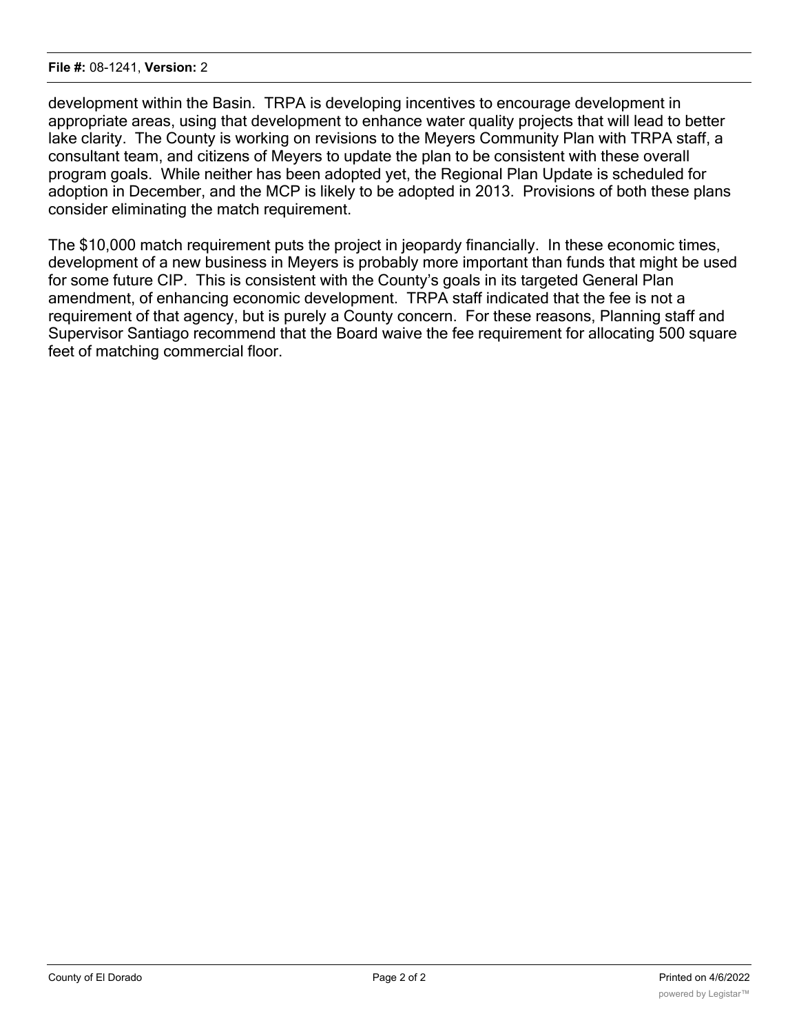development within the Basin. TRPA is developing incentives to encourage development in appropriate areas, using that development to enhance water quality projects that will lead to better lake clarity. The County is working on revisions to the Meyers Community Plan with TRPA staff, a consultant team, and citizens of Meyers to update the plan to be consistent with these overall program goals. While neither has been adopted yet, the Regional Plan Update is scheduled for adoption in December, and the MCP is likely to be adopted in 2013. Provisions of both these plans consider eliminating the match requirement.

The $10,000 match requirement puts the project in jeopardy financially. In these economic times, development of a new business in Meyers is probably more important than funds that might be used for some future CIP. This is consistent with the County's goals in its targeted General Plan amendment, of enhancing economic development. TRPA staff indicated that the fee is not a requirement of that agency, but is purely a County concern. For these reasons, Planning staff and Supervisor Santiago recommend that the Board waive the fee requirement for allocating 500 square feet of matching commercial floor.